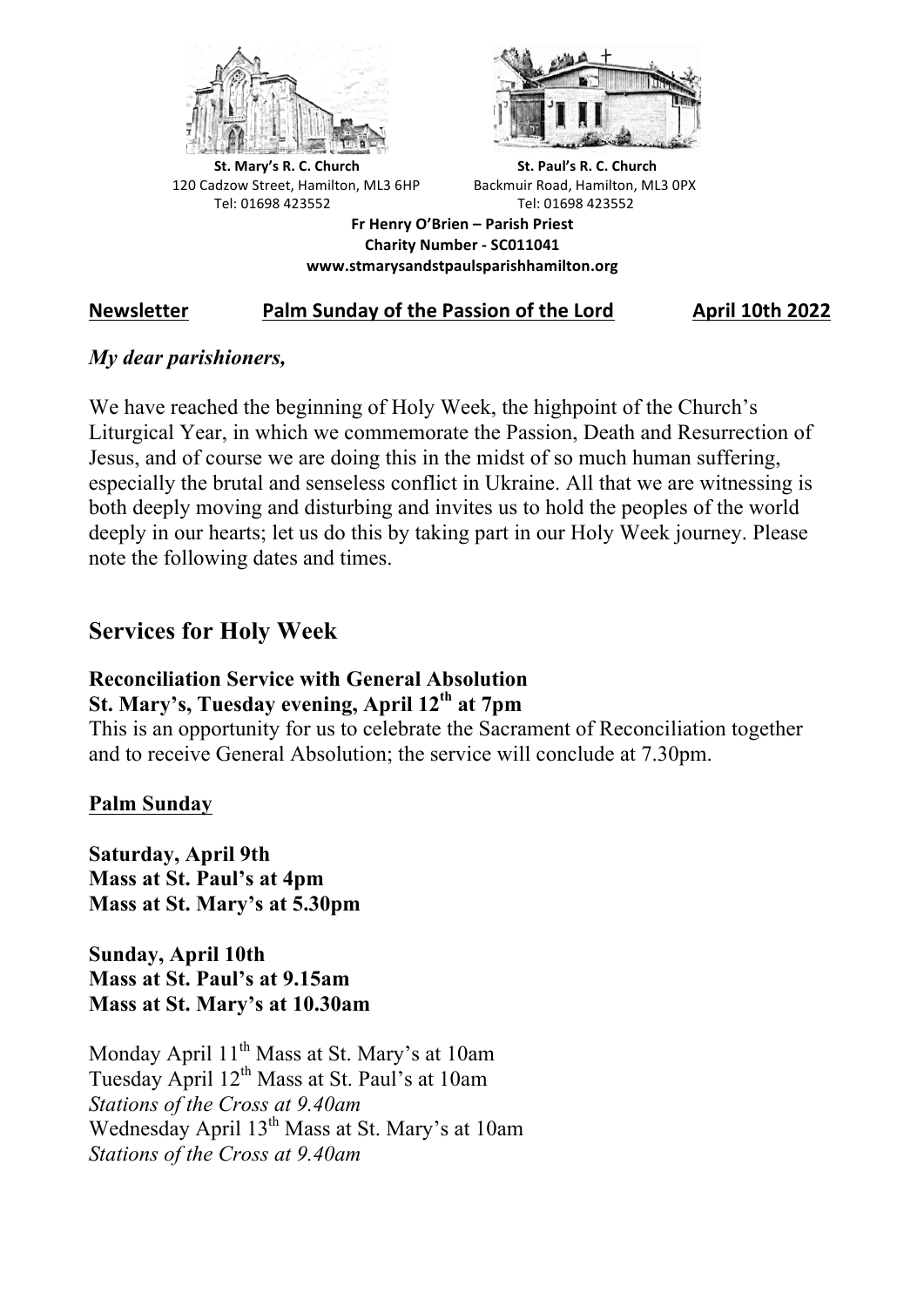**St. Mary's R. C. Church**
120 Cadzow Street, Hamilton, ML3 6HP
Tel: 01698 423552

**St. Paul's R. C. Church**
Backmuir Road, Hamilton, ML3 0PX
Tel: 01698 423552

**Fr Henry O'Brien – Parish Priest**
**Charity Number - SC011041**
**www.stmarysandstpaulsparishhamilton.org**

**Newsletter** **Palm Sunday of the Passion of the Lord** **April 10th 2022**

*My dear parishioners,*

We have reached the beginning of Holy Week, the highpoint of the Church's Liturgical Year, in which we commemorate the Passion, Death and Resurrection of Jesus, and of course we are doing this in the midst of so much human suffering, especially the brutal and senseless conflict in Ukraine. All that we are witnessing is both deeply moving and disturbing and invites us to hold the peoples of the world deeply in our hearts; let us do this by taking part in our Holy Week journey. Please note the following dates and times.

## Services for Holy Week

**Reconciliation Service with General Absolution**
**St. Mary's, Tuesday evening, April 12th at 7pm**
This is an opportunity for us to celebrate the Sacrament of Reconciliation together and to receive General Absolution; the service will conclude at 7.30pm.

**Palm Sunday**

**Saturday, April 9th**
**Mass at St. Paul's at 4pm**
**Mass at St. Mary's at 5.30pm**

**Sunday, April 10th**
**Mass at St. Paul's at 9.15am**
**Mass at St. Mary's at 10.30am**

Monday April 11th Mass at St. Mary's at 10am
Tuesday April 12th Mass at St. Paul's at 10am
*Stations of the Cross at 9.40am*
Wednesday April 13th Mass at St. Mary's at 10am
*Stations of the Cross at 9.40am*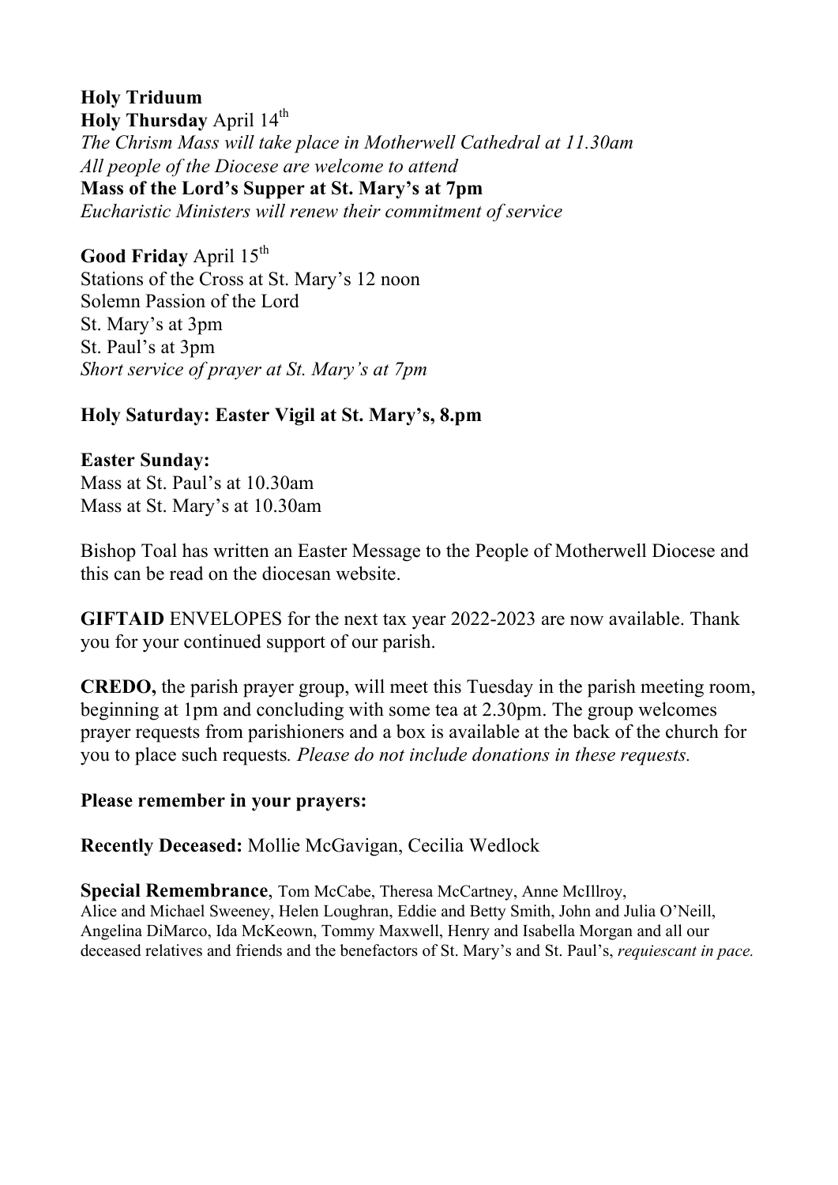**Holy Triduum**
**Holy Thursday** April 14th
*The Chrism Mass will take place in Motherwell Cathedral at 11.30am*
*All people of the Diocese are welcome to attend*
**Mass of the Lord's Supper at St. Mary's at 7pm**
*Eucharistic Ministers will renew their commitment of service*

**Good Friday** April 15th
Stations of the Cross at St. Mary's 12 noon
Solemn Passion of the Lord
St. Mary's at 3pm
St. Paul's at 3pm
*Short service of prayer at St. Mary's at 7pm*

**Holy Saturday: Easter Vigil at St. Mary's, 8.pm**

**Easter Sunday:**
Mass at St. Paul's at 10.30am
Mass at St. Mary's at 10.30am

Bishop Toal has written an Easter Message to the People of Motherwell Diocese and this can be read on the diocesan website.

**GIFTAID** ENVELOPES for the next tax year 2022-2023 are now available. Thank you for your continued support of our parish.

**CREDO,** the parish prayer group, will meet this Tuesday in the parish meeting room, beginning at 1pm and concluding with some tea at 2.30pm. The group welcomes prayer requests from parishioners and a box is available at the back of the church for you to place such requests. *Please do not include donations in these requests.*

**Please remember in your prayers:**

**Recently Deceased:** Mollie McGavigan, Cecilia Wedlock

**Special Remembrance**, Tom McCabe, Theresa McCartney, Anne McIllroy, Alice and Michael Sweeney, Helen Loughran, Eddie and Betty Smith, John and Julia O'Neill, Angelina DiMarco, Ida McKeown, Tommy Maxwell, Henry and Isabella Morgan and all our deceased relatives and friends and the benefactors of St. Mary's and St. Paul's, *requiescant in pace.*